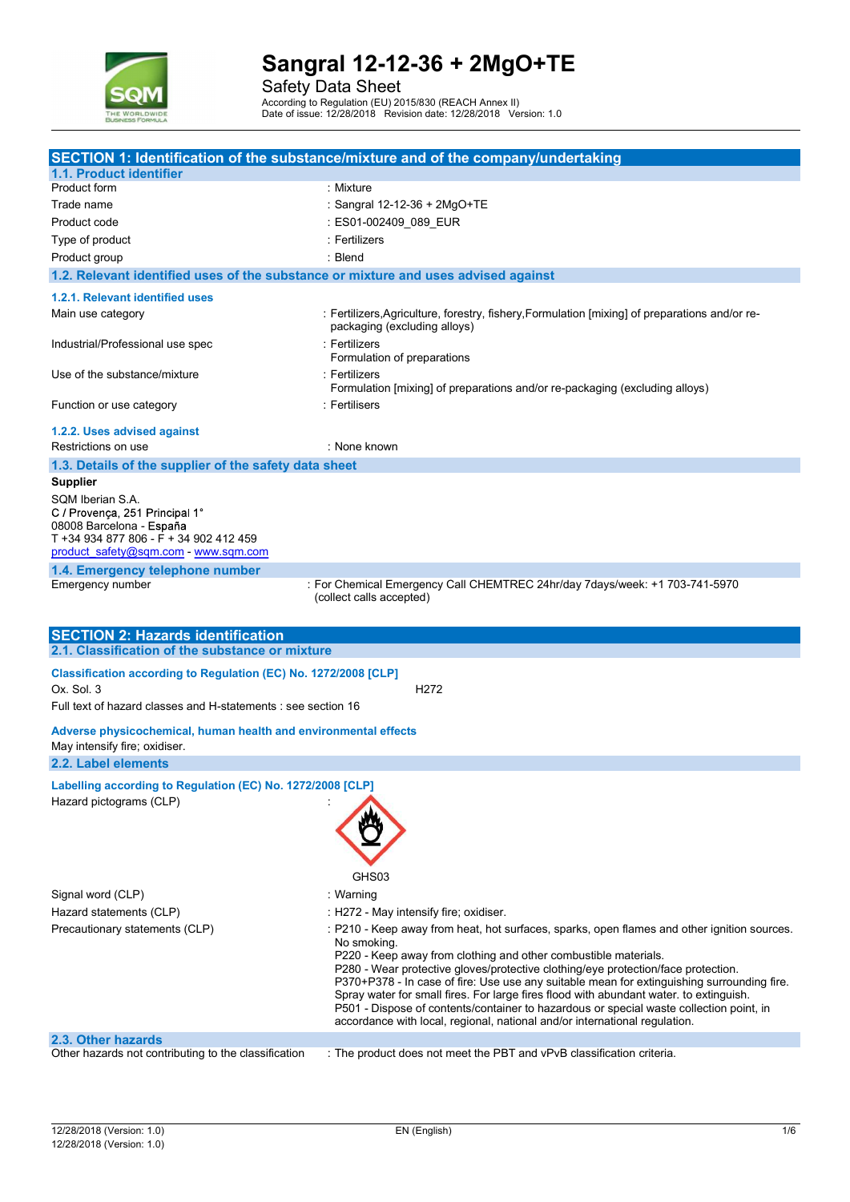# Sangral 12-12-36 + 2MgO+TE

Safety Data Sheet

According to Regulation (EU) 2015/830 (REACH Annex II)
Date of issue: 12/28/2018 Revision date: 12/28/2018 Version: 1.0

## SECTION 1: Identification of the substance/mixture and of the company/undertaking

### 1.1. Product identifier

| | |
|---|---|
| Product form | : Mixture |
| Trade name | : Sangral 12-12-36 + 2MgO+TE |
| Product code | : ES01-002409_089_EUR |
| Type of product | : Fertilizers |
| Product group | : Blend |

### 1.2. Relevant identified uses of the substance or mixture and uses advised against

#### 1.2.1. Relevant identified uses

| | |
|---|---|
| Main use category | : Fertilizers,Agriculture, forestry, fishery,Formulation [mixing] of preparations and/or re-packaging (excluding alloys) |
| Industrial/Professional use spec | : Fertilizers<br>Formulation of preparations |
| Use of the substance/mixture | : Fertilizers<br>Formulation [mixing] of preparations and/or re-packaging (excluding alloys) |
| Function or use category | : Fertilisers |

#### 1.2.2. Uses advised against

| | |
|---|---|
| Restrictions on use | : None known |

### 1.3. Details of the supplier of the safety data sheet

**Supplier**

SQM Iberian S.A.
C / Provença, 251 Principal 1°
08008 Barcelona - España
T +34 934 877 806 - F + 34 902 412 459
product_safety@sqm.com - www.sqm.com

### 1.4. Emergency telephone number

| | |
|---|---|
| Emergency number | : For Chemical Emergency Call CHEMTREC 24hr/day 7days/week: +1 703-741-5970 (collect calls accepted) |

## SECTION 2: Hazards identification

### 2.1. Classification of the substance or mixture

**Classification according to Regulation (EC) No. 1272/2008 [CLP]**

| | |
|---|---|
| Ox. Sol. 3 | H272 |

Full text of hazard classes and H-statements : see section 16

**Adverse physicochemical, human health and environmental effects**

May intensify fire; oxidiser.

### 2.2. Label elements

**Labelling according to Regulation (EC) No. 1272/2008 [CLP]**

Hazard pictograms (CLP) :

GHS03

| | |
|---|---|
| Signal word (CLP) | : Warning |
| Hazard statements (CLP) | : H272 - May intensify fire; oxidiser. |
| Precautionary statements (CLP) | : P210 - Keep away from heat, hot surfaces, sparks, open flames and other ignition sources. No smoking.<br>P220 - Keep away from clothing and other combustible materials.<br>P280 - Wear protective gloves/protective clothing/eye protection/face protection.<br>P370+P378 - In case of fire: Use use any suitable mean for extinguishing surrounding fire. Spray water for small fires. For large fires flood with abundant water. to extinguish.<br>P501 - Dispose of contents/container to hazardous or special waste collection point, in accordance with local, regional, national and/or international regulation. |

### 2.3. Other hazards

| | |
|---|---|
| Other hazards not contributing to the classification | : The product does not meet the PBT and vPvB classification criteria. |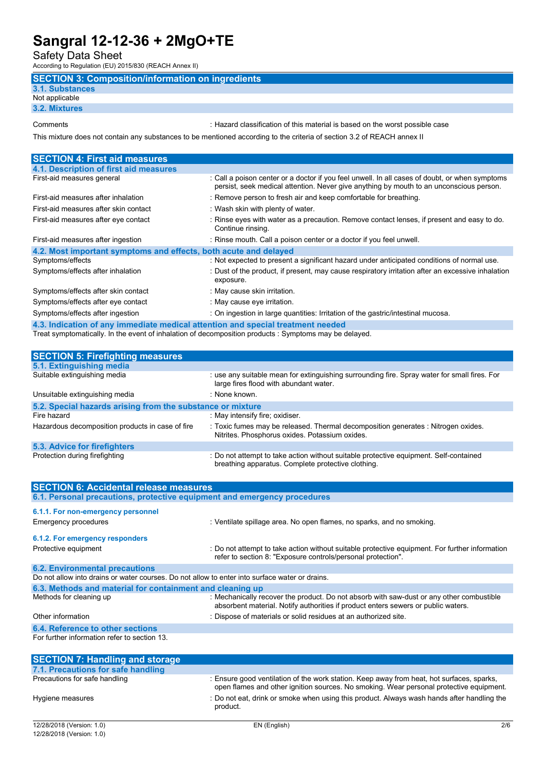## SECTION 3: Composition/information on ingredients

### 3.1. Substances

Not applicable

### 3.2. Mixtures

| | |
|---|---|
| Comments | : Hazard classification of this material is based on the worst possible case |

This mixture does not contain any substances to be mentioned according to the criteria of section 3.2 of REACH annex II

## SECTION 4: First aid measures

### 4.1. Description of first aid measures

| | |
|---|---|
| First-aid measures general | : Call a poison center or a doctor if you feel unwell. In all cases of doubt, or when symptoms persist, seek medical attention. Never give anything by mouth to an unconscious person. |
| First-aid measures after inhalation | : Remove person to fresh air and keep comfortable for breathing. |
| First-aid measures after skin contact | : Wash skin with plenty of water. |
| First-aid measures after eye contact | : Rinse eyes with water as a precaution. Remove contact lenses, if present and easy to do. Continue rinsing. |
| First-aid measures after ingestion | : Rinse mouth. Call a poison center or a doctor if you feel unwell. |

### 4.2. Most important symptoms and effects, both acute and delayed

| | |
|---|---|
| Symptoms/effects | : Not expected to present a significant hazard under anticipated conditions of normal use. |
| Symptoms/effects after inhalation | : Dust of the product, if present, may cause respiratory irritation after an excessive inhalation exposure. |
| Symptoms/effects after skin contact | : May cause skin irritation. |
| Symptoms/effects after eye contact | : May cause eye irritation. |
| Symptoms/effects after ingestion | : On ingestion in large quantities: Irritation of the gastric/intestinal mucosa. |

### 4.3. Indication of any immediate medical attention and special treatment needed

Treat symptomatically. In the event of inhalation of decomposition products : Symptoms may be delayed.

## SECTION 5: Firefighting measures

### 5.1. Extinguishing media

| | |
|---|---|
| Suitable extinguishing media | : use any suitable mean for extinguishing surrounding fire. Spray water for small fires. For large fires flood with abundant water. |
| Unsuitable extinguishing media | : None known. |

### 5.2. Special hazards arising from the substance or mixture

| | |
|---|---|
| Fire hazard | : May intensify fire; oxidiser. |
| Hazardous decomposition products in case of fire | : Toxic fumes may be released. Thermal decomposition generates : Nitrogen oxides. Nitrites. Phosphorus oxides. Potassium oxides. |

### 5.3. Advice for firefighters

| | |
|---|---|
| Protection during firefighting | : Do not attempt to take action without suitable protective equipment. Self-contained breathing apparatus. Complete protective clothing. |

## SECTION 6: Accidental release measures

### 6.1. Personal precautions, protective equipment and emergency procedures

#### 6.1.1. For non-emergency personnel

| | |
|---|---|
| Emergency procedures | : Ventilate spillage area. No open flames, no sparks, and no smoking. |

#### 6.1.2. For emergency responders

| | |
|---|---|
| Protective equipment | : Do not attempt to take action without suitable protective equipment. For further information refer to section 8: "Exposure controls/personal protection". |

### 6.2. Environmental precautions

Do not allow into drains or water courses. Do not allow to enter into surface water or drains.

### 6.3. Methods and material for containment and cleaning up

| | |
|---|---|
| Methods for cleaning up | : Mechanically recover the product. Do not absorb with saw-dust or any other combustible absorbent material. Notify authorities if product enters sewers or public waters. |
| Other information | : Dispose of materials or solid residues at an authorized site. |

### 6.4. Reference to other sections

For further information refer to section 13.

## SECTION 7: Handling and storage

### 7.1. Precautions for safe handling

| | |
|---|---|
| Precautions for safe handling | : Ensure good ventilation of the work station. Keep away from heat, hot surfaces, sparks, open flames and other ignition sources. No smoking. Wear personal protective equipment. |
| Hygiene measures | : Do not eat, drink or smoke when using this product. Always wash hands after handling the product. |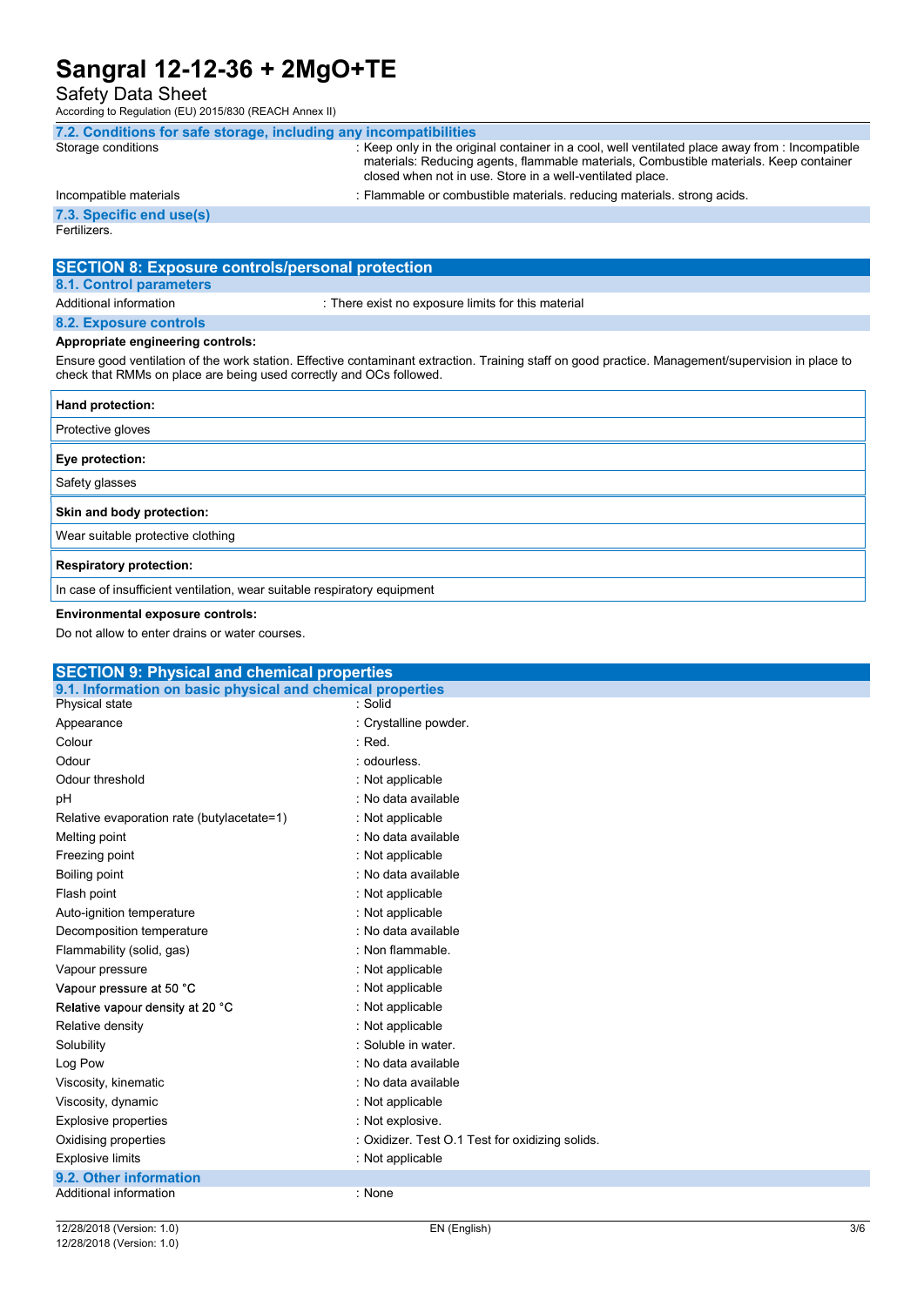### 7.2. Conditions for safe storage, including any incompatibilities

| | |
|---|---|
| Storage conditions | : Keep only in the original container in a cool, well ventilated place away from : Incompatible materials: Reducing agents, flammable materials, Combustible materials. Keep container closed when not in use. Store in a well-ventilated place. |
| Incompatible materials | : Flammable or combustible materials. reducing materials. strong acids. |

### 7.3. Specific end use(s)

Fertilizers.

## SECTION 8: Exposure controls/personal protection

### 8.1. Control parameters

| | |
|---|---|
| Additional information | : There exist no exposure limits for this material |

### 8.2. Exposure controls

**Appropriate engineering controls:**

Ensure good ventilation of the work station. Effective contaminant extraction. Training staff on good practice. Management/supervision in place to check that RMMs on place are being used correctly and OCs followed.

| **Hand protection:** |
|---|
| Protective gloves |

| **Eye protection:** |
|---|
| Safety glasses |

| **Skin and body protection:** |
|---|
| Wear suitable protective clothing |

| **Respiratory protection:** |
|---|
| In case of insufficient ventilation, wear suitable respiratory equipment |

**Environmental exposure controls:**

Do not allow to enter drains or water courses.

## SECTION 9: Physical and chemical properties

### 9.1. Information on basic physical and chemical properties

| | |
|---|---|
| Physical state | : Solid |
| Appearance | : Crystalline powder. |
| Colour | : Red. |
| Odour | : odourless. |
| Odour threshold | : Not applicable |
| pH | : No data available |
| Relative evaporation rate (butylacetate=1) | : Not applicable |
| Melting point | : No data available |
| Freezing point | : Not applicable |
| Boiling point | : No data available |
| Flash point | : Not applicable |
| Auto-ignition temperature | : Not applicable |
| Decomposition temperature | : No data available |
| Flammability (solid, gas) | : Non flammable. |
| Vapour pressure | : Not applicable |
| Vapour pressure at 50 °C | : Not applicable |
| Relative vapour density at 20 °C | : Not applicable |
| Relative density | : Not applicable |
| Solubility | : Soluble in water. |
| Log Pow | : No data available |
| Viscosity, kinematic | : No data available |
| Viscosity, dynamic | : Not applicable |
| Explosive properties | : Not explosive. |
| Oxidising properties | : Oxidizer. Test O.1 Test for oxidizing solids. |
| Explosive limits | : Not applicable |

### 9.2. Other information

| | |
|---|---|
| Additional information | : None |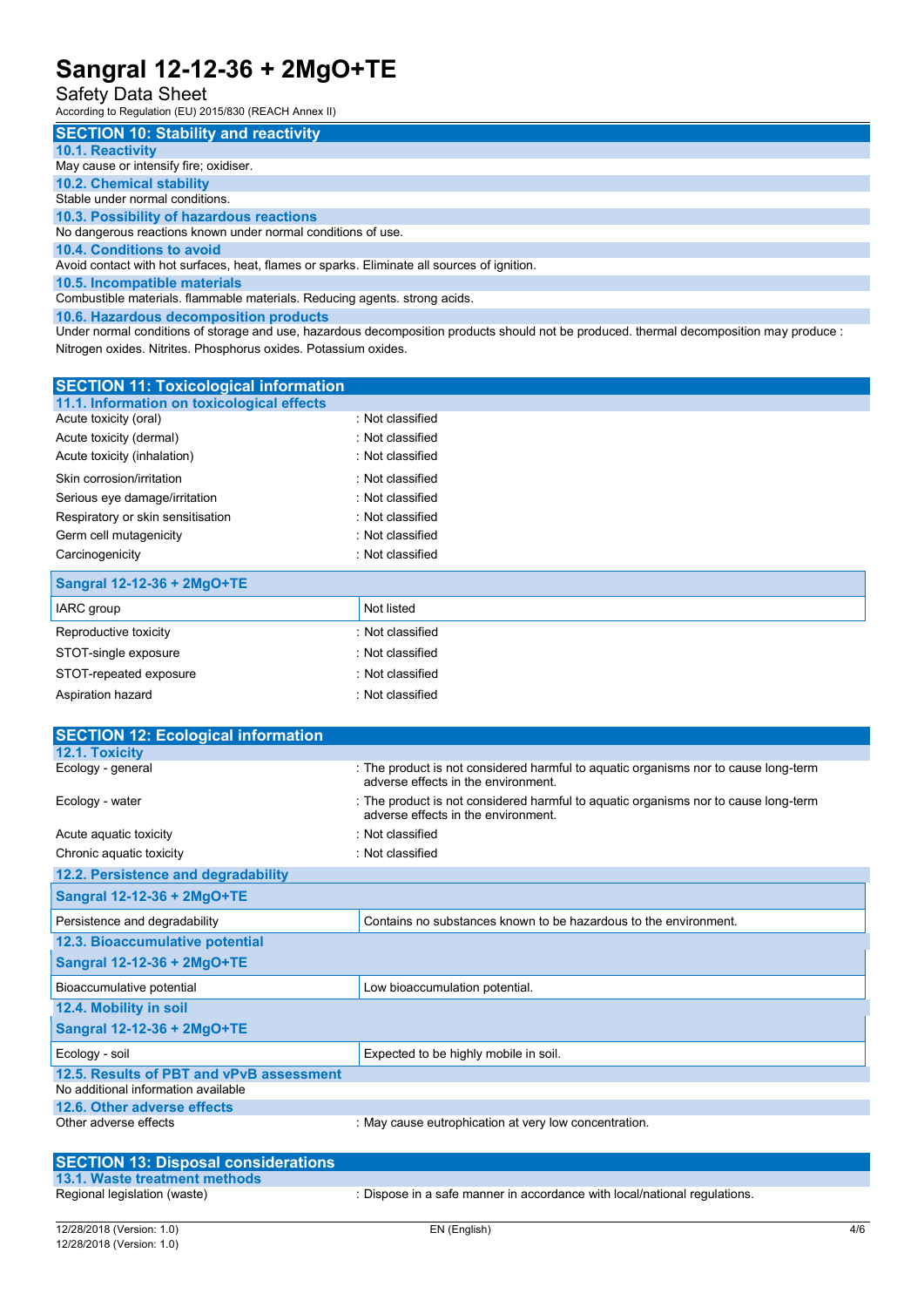## SECTION 10: Stability and reactivity

### 10.1. Reactivity

May cause or intensify fire; oxidiser.

### 10.2. Chemical stability

Stable under normal conditions.

### 10.3. Possibility of hazardous reactions

No dangerous reactions known under normal conditions of use.

### 10.4. Conditions to avoid

Avoid contact with hot surfaces, heat, flames or sparks. Eliminate all sources of ignition.

### 10.5. Incompatible materials

Combustible materials. flammable materials. Reducing agents. strong acids.

### 10.6. Hazardous decomposition products

Under normal conditions of storage and use, hazardous decomposition products should not be produced. thermal decomposition may produce : Nitrogen oxides. Nitrites. Phosphorus oxides. Potassium oxides.

## SECTION 11: Toxicological information

### 11.1. Information on toxicological effects

| | |
|---|---|
| Acute toxicity (oral) | : Not classified |
| Acute toxicity (dermal) | : Not classified |
| Acute toxicity (inhalation) | : Not classified |
| Skin corrosion/irritation | : Not classified |
| Serious eye damage/irritation | : Not classified |
| Respiratory or skin sensitisation | : Not classified |
| Germ cell mutagenicity | : Not classified |
| Carcinogenicity | : Not classified |

| Sangral 12-12-36 + 2MgO+TE | |
|---|---|
| IARC group | Not listed |

| | |
|---|---|
| Reproductive toxicity | : Not classified |
| STOT-single exposure | : Not classified |
| STOT-repeated exposure | : Not classified |
| Aspiration hazard | : Not classified |

## SECTION 12: Ecological information

### 12.1. Toxicity

| | |
|---|---|
| Ecology - general | : The product is not considered harmful to aquatic organisms nor to cause long-term adverse effects in the environment. |
| Ecology - water | : The product is not considered harmful to aquatic organisms nor to cause long-term adverse effects in the environment. |
| Acute aquatic toxicity | : Not classified |
| Chronic aquatic toxicity | : Not classified |

### 12.2. Persistence and degradability

| Sangral 12-12-36 + 2MgO+TE | |
|---|---|
| Persistence and degradability | Contains no substances known to be hazardous to the environment. |

### 12.3. Bioaccumulative potential

| Sangral 12-12-36 + 2MgO+TE | |
|---|---|
| Bioaccumulative potential | Low bioaccumulation potential. |

### 12.4. Mobility in soil

| Sangral 12-12-36 + 2MgO+TE | |
|---|---|
| Ecology - soil | Expected to be highly mobile in soil. |

### 12.5. Results of PBT and vPvB assessment

No additional information available

### 12.6. Other adverse effects

| | |
|---|---|
| Other adverse effects | : May cause eutrophication at very low concentration. |

## SECTION 13: Disposal considerations

### 13.1. Waste treatment methods

| | |
|---|---|
| Regional legislation (waste) | : Dispose in a safe manner in accordance with local/national regulations. |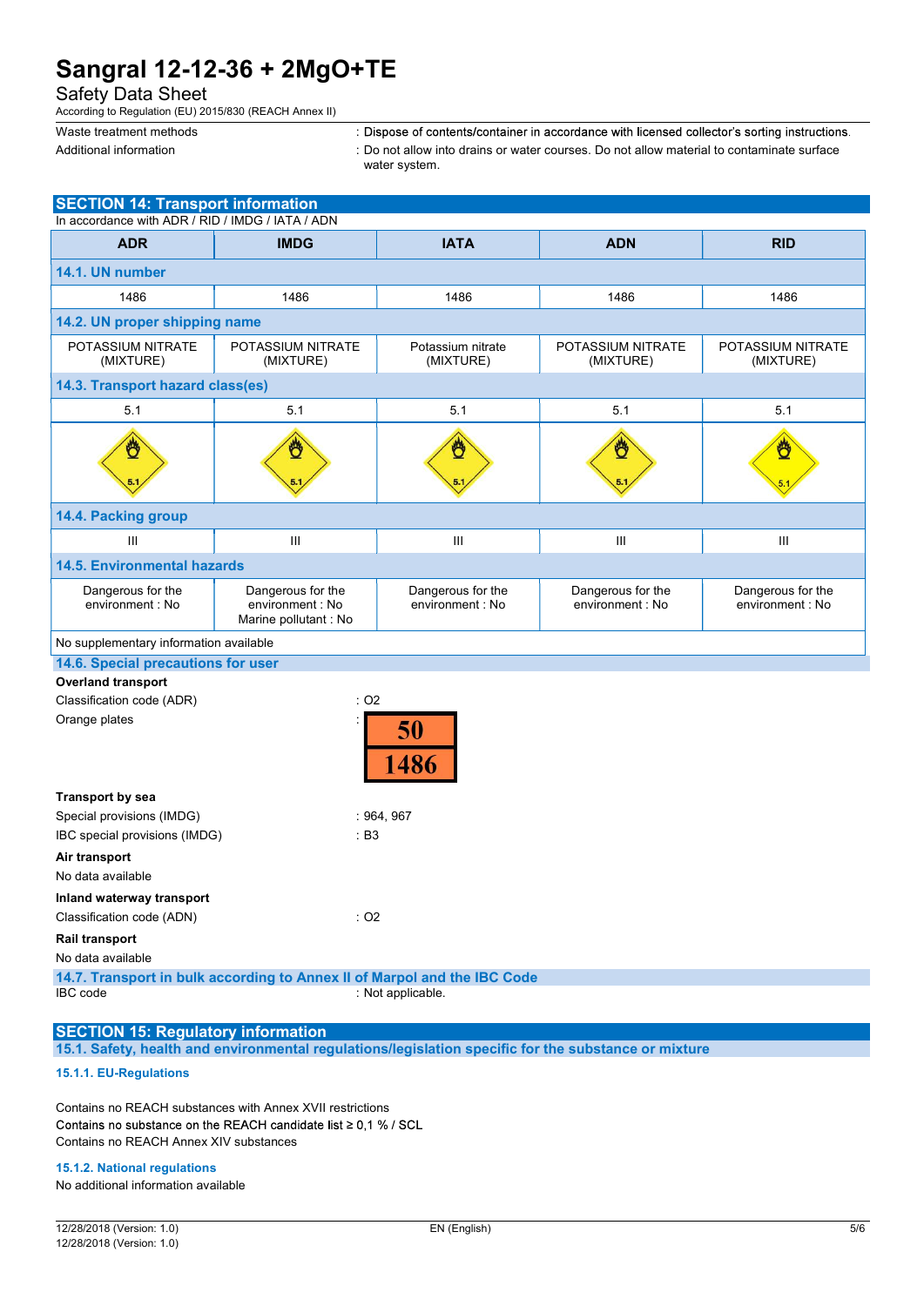| | |
|---|---|
| Waste treatment methods | : Dispose of contents/container in accordance with licensed collector's sorting instructions. |
| Additional information | : Do not allow into drains or water courses. Do not allow material to contaminate surface water system. |

## SECTION 14: Transport information

In accordance with ADR / RID / IMDG / IATA / ADN

| ADR | IMDG | IATA | ADN | RID |
|---|---|---|---|---|
| **14.1. UN number** | | | | |
| 1486 | 1486 | 1486 | 1486 | 1486 |
| **14.2. UN proper shipping name** | | | | |
| POTASSIUM NITRATE (MIXTURE) | POTASSIUM NITRATE (MIXTURE) | Potassium nitrate (MIXTURE) | POTASSIUM NITRATE (MIXTURE) | POTASSIUM NITRATE (MIXTURE) |
| **14.3. Transport hazard class(es)** | | | | |
| 5.1 | 5.1 | 5.1 | 5.1 | 5.1 |
| **14.4. Packing group** | | | | |
| III | III | III | III | III |
| **14.5. Environmental hazards** | | | | |
| Dangerous for the environment : No | Dangerous for the environment : No<br>Marine pollutant : No | Dangerous for the environment : No | Dangerous for the environment : No | Dangerous for the environment : No |

No supplementary information available

### 14.6. Special precautions for user

**Overland transport**

| | |
|---|---|
| Classification code (ADR) | : O2 |
| Orange plates | : 50 / 1486 |

**Transport by sea**

| | |
|---|---|
| Special provisions (IMDG) | : 964, 967 |
| IBC special provisions (IMDG) | : B3 |

**Air transport**

No data available

**Inland waterway transport**

| | |
|---|---|
| Classification code (ADN) | : O2 |

**Rail transport**

No data available

### 14.7. Transport in bulk according to Annex II of Marpol and the IBC Code

| | |
|---|---|
| IBC code | : Not applicable. |

## SECTION 15: Regulatory information

### 15.1. Safety, health and environmental regulations/legislation specific for the substance or mixture

#### 15.1.1. EU-Regulations

Contains no REACH substances with Annex XVII restrictions
Contains no substance on the REACH candidate list ≥ 0,1 % / SCL
Contains no REACH Annex XIV substances

#### 15.1.2. National regulations

No additional information available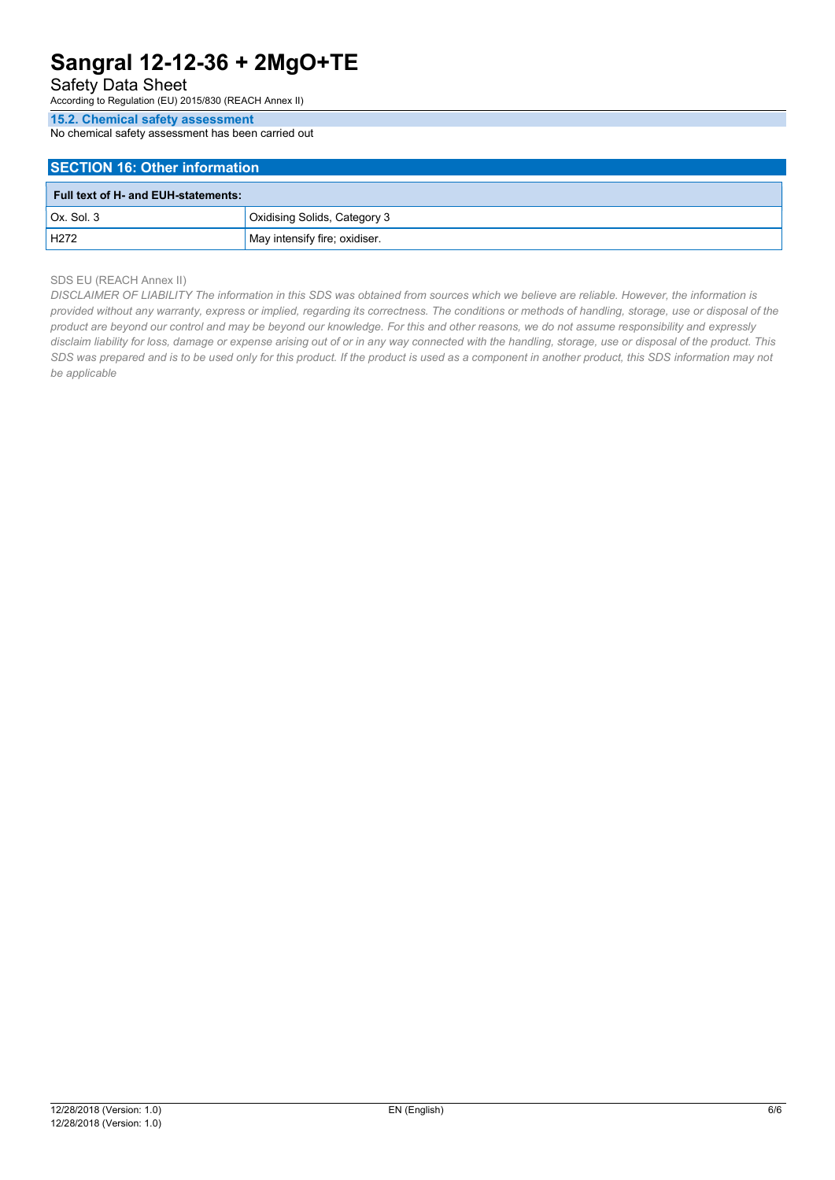### 15.2. Chemical safety assessment

No chemical safety assessment has been carried out

## SECTION 16: Other information

| Full text of H- and EUH-statements: | |
|---|---|
| Ox. Sol. 3 | Oxidising Solids, Category 3 |
| H272 | May intensify fire; oxidiser. |

SDS EU (REACH Annex II)

*DISCLAIMER OF LIABILITY The information in this SDS was obtained from sources which we believe are reliable. However, the information is provided without any warranty, express or implied, regarding its correctness. The conditions or methods of handling, storage, use or disposal of the product are beyond our control and may be beyond our knowledge. For this and other reasons, we do not assume responsibility and expressly disclaim liability for loss, damage or expense arising out of or in any way connected with the handling, storage, use or disposal of the product. This SDS was prepared and is to be used only for this product. If the product is used as a component in another product, this SDS information may not be applicable*